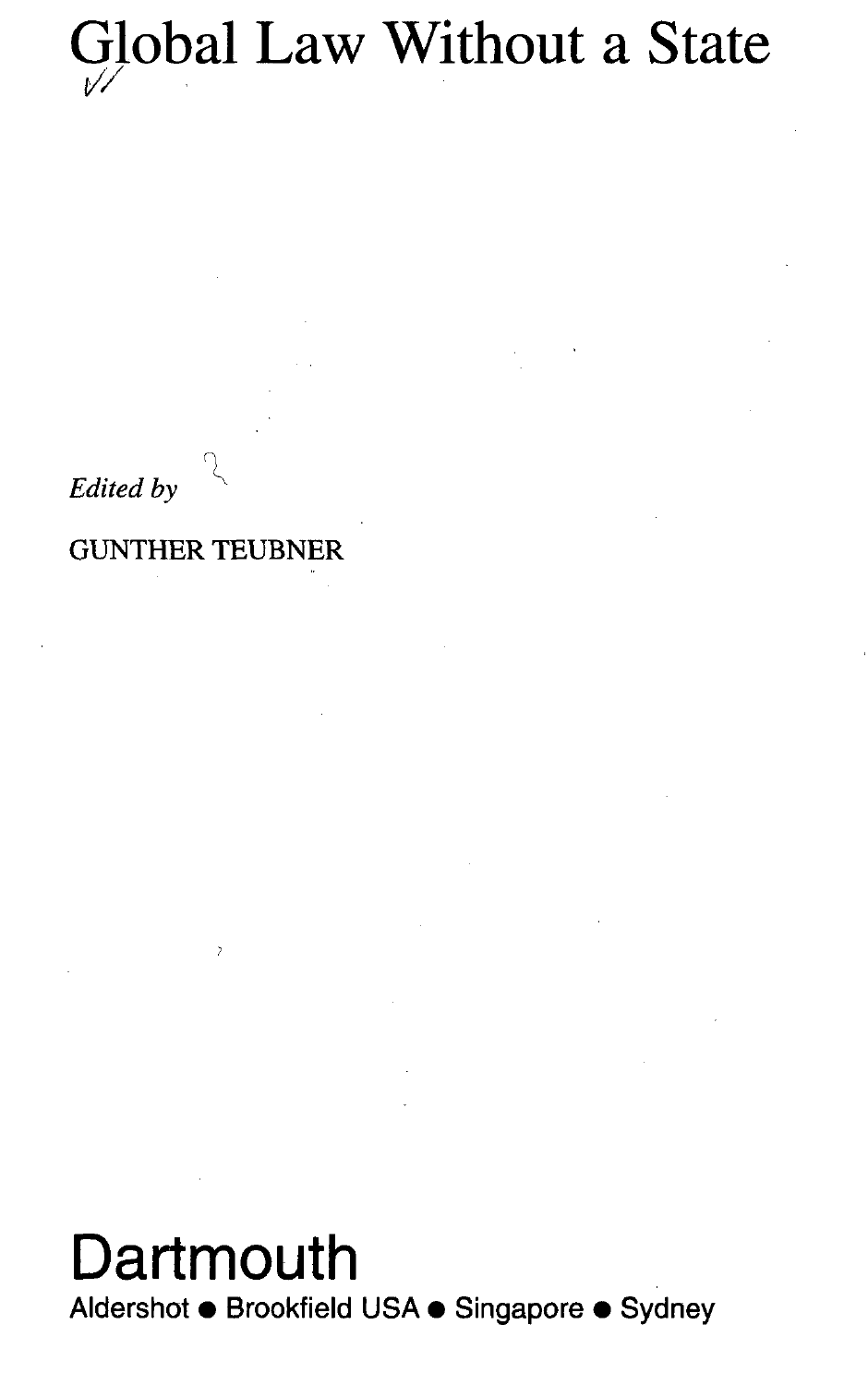# Global Law Without a State

*Edited by*

GUNTHER TEUBNER

Dartmouth

Aldershot • Brookfield USA • Singapore • Sydney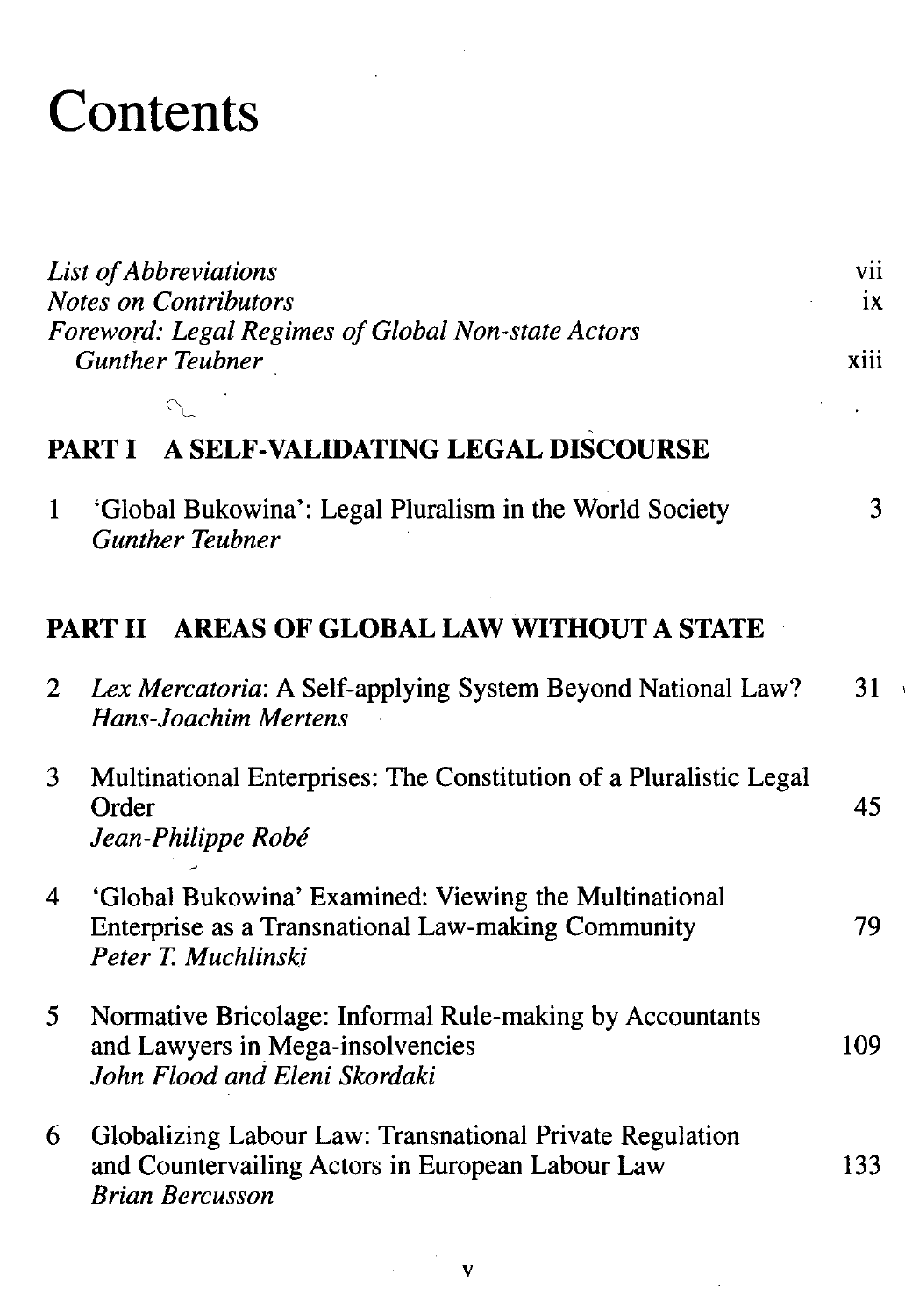# Contents

*List of Abbreviations* vii

*Notes on Contributors* ix

*Foreword: Legal Regimes of Global Non-state Actors*
*Gunther Teubner* xiii

## PART I A SELF-VALIDATING LEGAL DISCOURSE

1 'Global Bukowina': Legal Pluralism in the World Society 3
*Gunther Teubner*

## PART II AREAS OF GLOBAL LAW WITHOUT A STATE

2 *Lex Mercatoria*: A Self-applying System Beyond National Law? 31
*Hans-Joachim Mertens*

3 Multinational Enterprises: The Constitution of a Pluralistic Legal Order 45
*Jean-Philippe Robé*

4 'Global Bukowina' Examined: Viewing the Multinational Enterprise as a Transnational Law-making Community 79
*Peter T. Muchlinski*

5 Normative Bricolage: Informal Rule-making by Accountants and Lawyers in Mega-insolvencies 109
*John Flood and Eleni Skordaki*

6 Globalizing Labour Law: Transnational Private Regulation and Countervailing Actors in European Labour Law 133
*Brian Bercusson*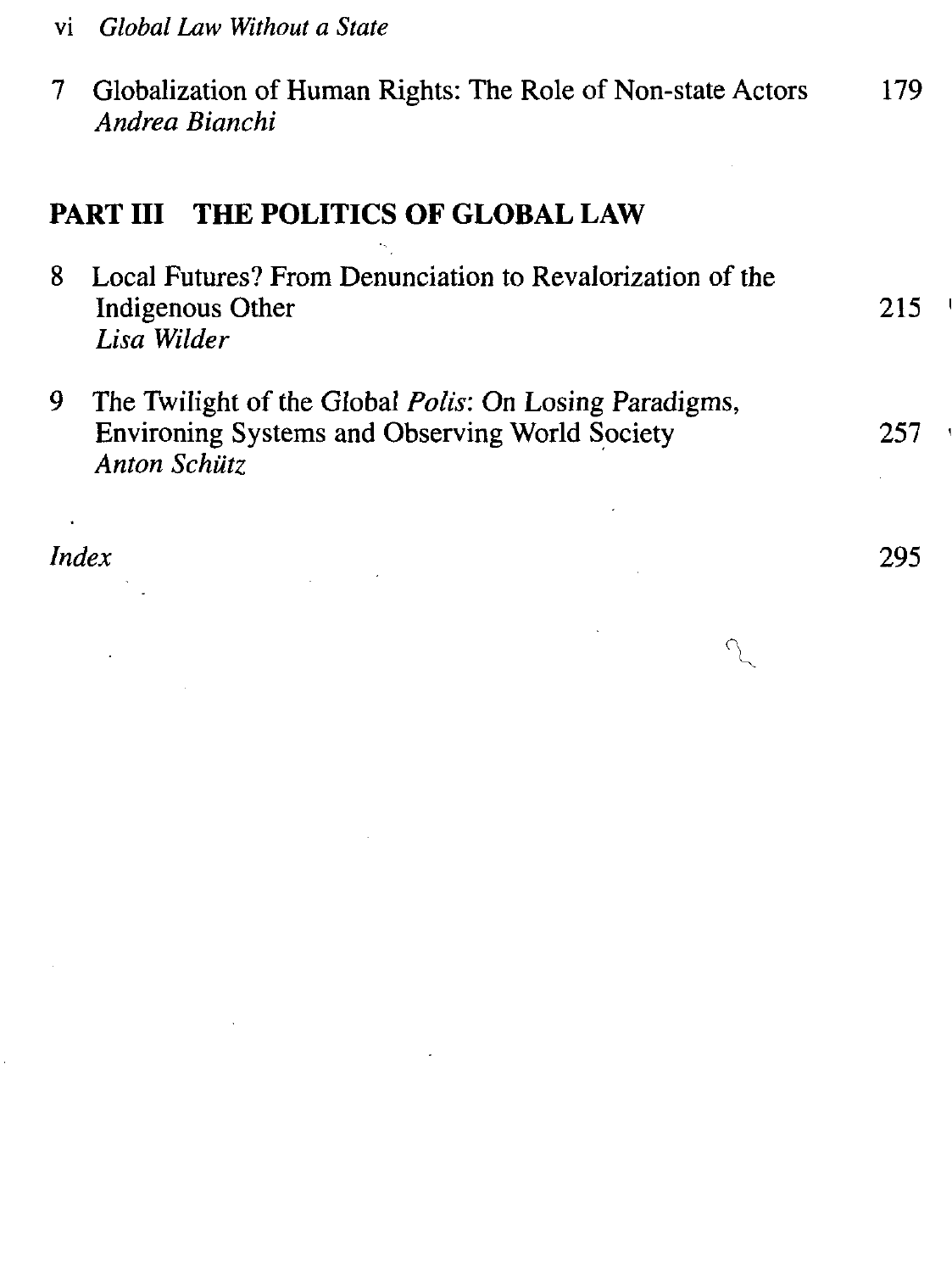7 Globalization of Human Rights: The Role of Non-state Actors 179
*Andrea Bianchi*

## PART III THE POLITICS OF GLOBAL LAW

8 Local Futures? From Denunciation to Revalorization of the Indigenous Other 215
*Lisa Wilder*

9 The Twilight of the Global *Polis*: On Losing Paradigms, Environing Systems and Observing World Society 257
*Anton Schütz*

*Index* 295